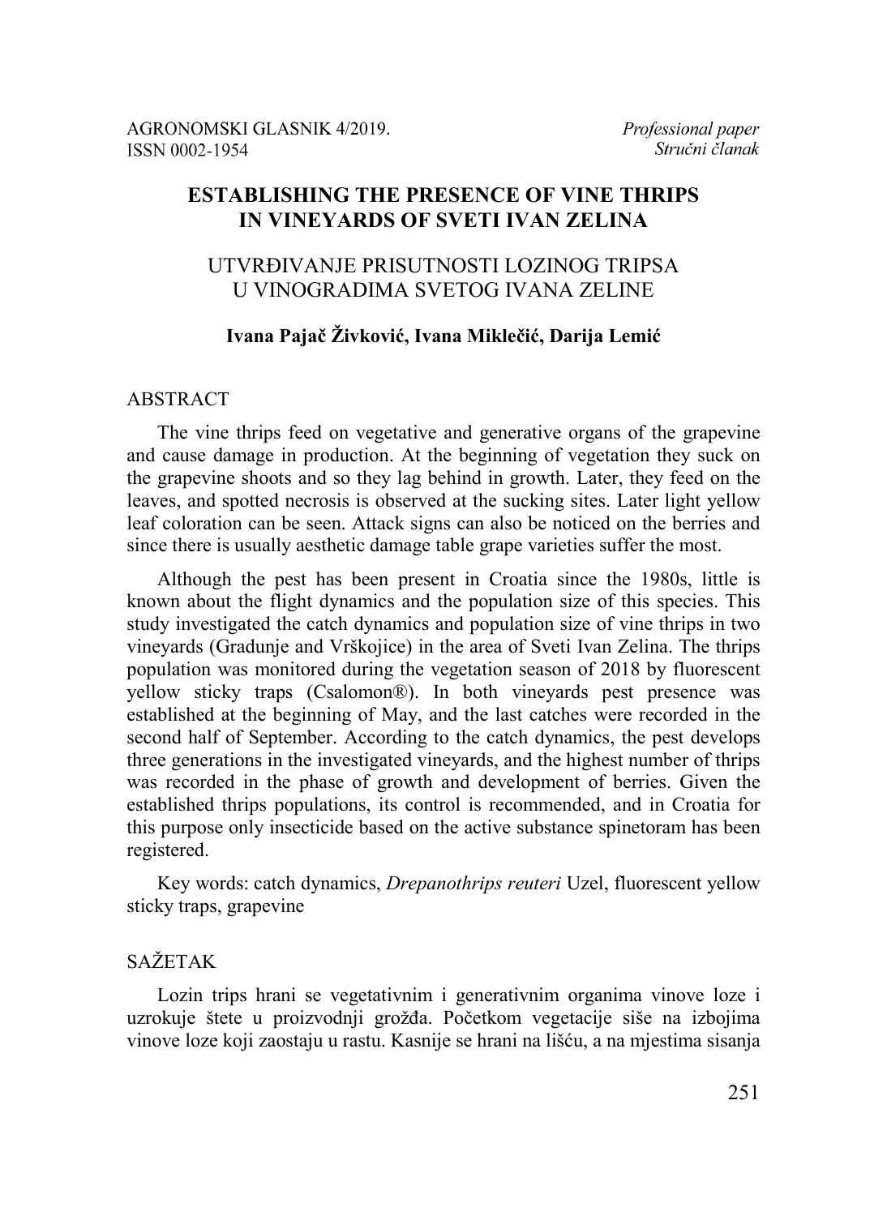AGRONOMSKI GLASNIK 4/2019.
ISSN 0002-1954

*Professional paper*
*Stručni članak*

# ESTABLISHING THE PRESENCE OF VINE THRIPS IN VINEYARDS OF SVETI IVAN ZELINA

## UTVRĐIVANJE PRISUTNOSTI LOZINOG TRIPSA U VINOGRADIMA SVETOG IVANA ZELINE

**Ivana Pajač Živković, Ivana Miklečić, Darija Lemić**

## ABSTRACT

The vine thrips feed on vegetative and generative organs of the grapevine and cause damage in production. At the beginning of vegetation they suck on the grapevine shoots and so they lag behind in growth. Later, they feed on the leaves, and spotted necrosis is observed at the sucking sites. Later light yellow leaf coloration can be seen. Attack signs can also be noticed on the berries and since there is usually aesthetic damage table grape varieties suffer the most.

Although the pest has been present in Croatia since the 1980s, little is known about the flight dynamics and the population size of this species. This study investigated the catch dynamics and population size of vine thrips in two vineyards (Gradunje and Vrškojice) in the area of Sveti Ivan Zelina. The thrips population was monitored during the vegetation season of 2018 by fluorescent yellow sticky traps (Csalomon®). In both vineyards pest presence was established at the beginning of May, and the last catches were recorded in the second half of September. According to the catch dynamics, the pest develops three generations in the investigated vineyards, and the highest number of thrips was recorded in the phase of growth and development of berries. Given the established thrips populations, its control is recommended, and in Croatia for this purpose only insecticide based on the active substance spinetoram has been registered.

Key words: catch dynamics, *Drepanothrips reuteri* Uzel, fluorescent yellow sticky traps, grapevine

## SAŽETAK

Lozin trips hrani se vegetativnim i generativnim organima vinove loze i uzrokuje štete u proizvodnji grožđa. Početkom vegetacije siše na izbojima vinove loze koji zaostaju u rastu. Kasnije se hrani na lišću, a na mjestima sisanja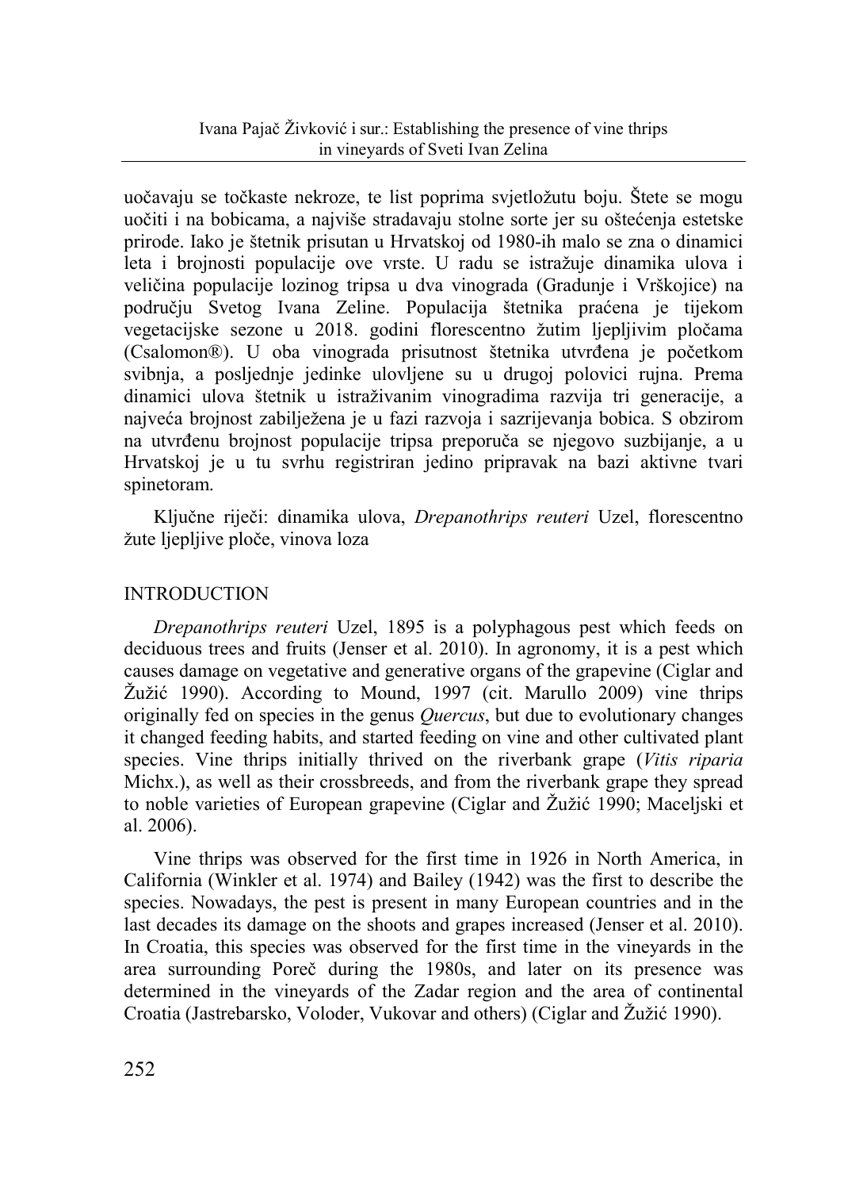uočavaju se točkaste nekroze, te list poprima svjetložutu boju. Štete se mogu uočiti i na bobicama, a najviše stradavaju stolne sorte jer su oštećenja estetske prirode. Iako je štetnik prisutan u Hrvatskoj od 1980-ih malo se zna o dinamici leta i brojnosti populacije ove vrste. U radu se istražuje dinamika ulova i veličina populacije lozinog tripsa u dva vinograda (Gradunje i Vrškojice) na području Svetog Ivana Zeline. Populacija štetnika praćena je tijekom vegetacijske sezone u 2018. godini florescentno žutim ljepljivim pločama (Csalomon®). U oba vinograda prisutnost štetnika utvrđena je početkom svibnja, a posljednje jedinke ulovljene su u drugoj polovici rujna. Prema dinamici ulova štetnik u istraživanim vinogradima razvija tri generacije, a najveća brojnost zabilježena je u fazi razvoja i sazrijevanja bobica. S obzirom na utvrđenu brojnost populacije tripsa preporuča se njegovo suzbijanje, a u Hrvatskoj je u tu svrhu registriran jedino pripravak na bazi aktivne tvari spinetoram.

Ključne riječi: dinamika ulova, *Drepanothrips reuteri* Uzel, florescentno žute ljepljive ploče, vinova loza

## INTRODUCTION

*Drepanothrips reuteri* Uzel, 1895 is a polyphagous pest which feeds on deciduous trees and fruits (Jenser et al. 2010). In agronomy, it is a pest which causes damage on vegetative and generative organs of the grapevine (Ciglar and Žužić 1990). According to Mound, 1997 (cit. Marullo 2009) vine thrips originally fed on species in the genus *Quercus*, but due to evolutionary changes it changed feeding habits, and started feeding on vine and other cultivated plant species. Vine thrips initially thrived on the riverbank grape (*Vitis riparia* Michx.), as well as their crossbreeds, and from the riverbank grape they spread to noble varieties of European grapevine (Ciglar and Žužić 1990; Maceljski et al. 2006).

Vine thrips was observed for the first time in 1926 in North America, in California (Winkler et al. 1974) and Bailey (1942) was the first to describe the species. Nowadays, the pest is present in many European countries and in the last decades its damage on the shoots and grapes increased (Jenser et al. 2010). In Croatia, this species was observed for the first time in the vineyards in the area surrounding Poreč during the 1980s, and later on its presence was determined in the vineyards of the Zadar region and the area of continental Croatia (Jastrebarsko, Voloder, Vukovar and others) (Ciglar and Žužić 1990).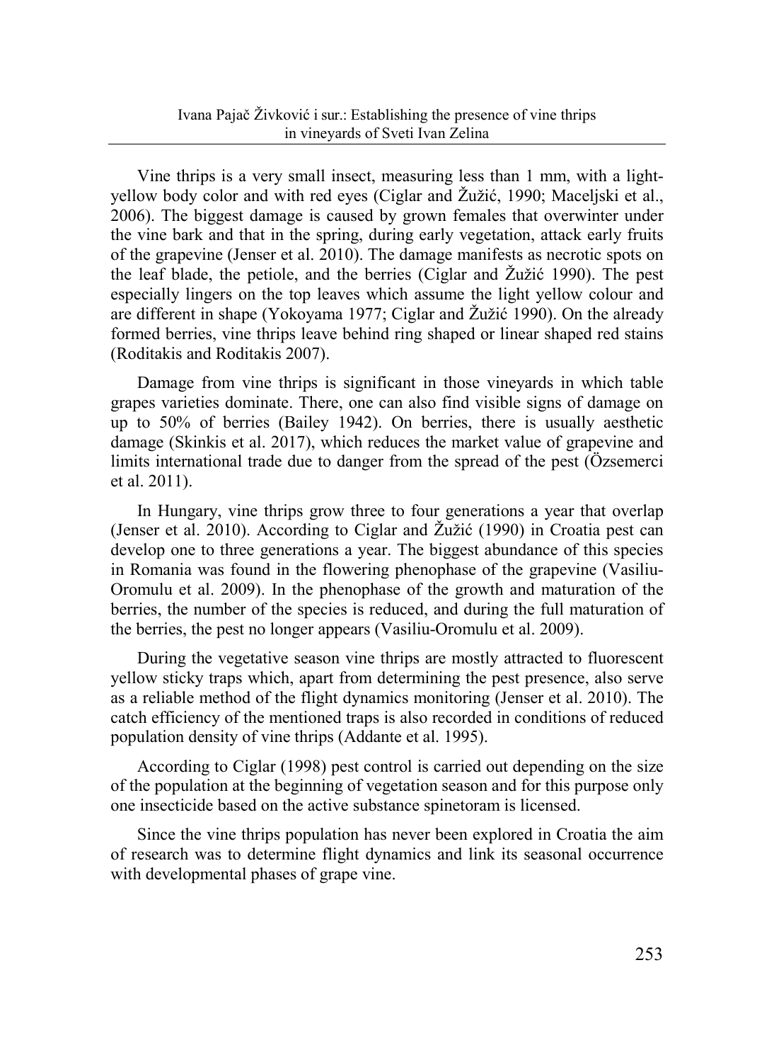Vine thrips is a very small insect, measuring less than 1 mm, with a light-yellow body color and with red eyes (Ciglar and Žužić, 1990; Maceljski et al., 2006). The biggest damage is caused by grown females that overwinter under the vine bark and that in the spring, during early vegetation, attack early fruits of the grapevine (Jenser et al. 2010). The damage manifests as necrotic spots on the leaf blade, the petiole, and the berries (Ciglar and Žužić 1990). The pest especially lingers on the top leaves which assume the light yellow colour and are different in shape (Yokoyama 1977; Ciglar and Žužić 1990). On the already formed berries, vine thrips leave behind ring shaped or linear shaped red stains (Roditakis and Roditakis 2007).

Damage from vine thrips is significant in those vineyards in which table grapes varieties dominate. There, one can also find visible signs of damage on up to 50% of berries (Bailey 1942). On berries, there is usually aesthetic damage (Skinkis et al. 2017), which reduces the market value of grapevine and limits international trade due to danger from the spread of the pest (Özsemerci et al. 2011).

In Hungary, vine thrips grow three to four generations a year that overlap (Jenser et al. 2010). According to Ciglar and Žužić (1990) in Croatia pest can develop one to three generations a year. The biggest abundance of this species in Romania was found in the flowering phenophase of the grapevine (Vasiliu-Oromulu et al. 2009). In the phenophase of the growth and maturation of the berries, the number of the species is reduced, and during the full maturation of the berries, the pest no longer appears (Vasiliu-Oromulu et al. 2009).

During the vegetative season vine thrips are mostly attracted to fluorescent yellow sticky traps which, apart from determining the pest presence, also serve as a reliable method of the flight dynamics monitoring (Jenser et al. 2010). The catch efficiency of the mentioned traps is also recorded in conditions of reduced population density of vine thrips (Addante et al. 1995).

According to Ciglar (1998) pest control is carried out depending on the size of the population at the beginning of vegetation season and for this purpose only one insecticide based on the active substance spinetoram is licensed.

Since the vine thrips population has never been explored in Croatia the aim of research was to determine flight dynamics and link its seasonal occurrence with developmental phases of grape vine.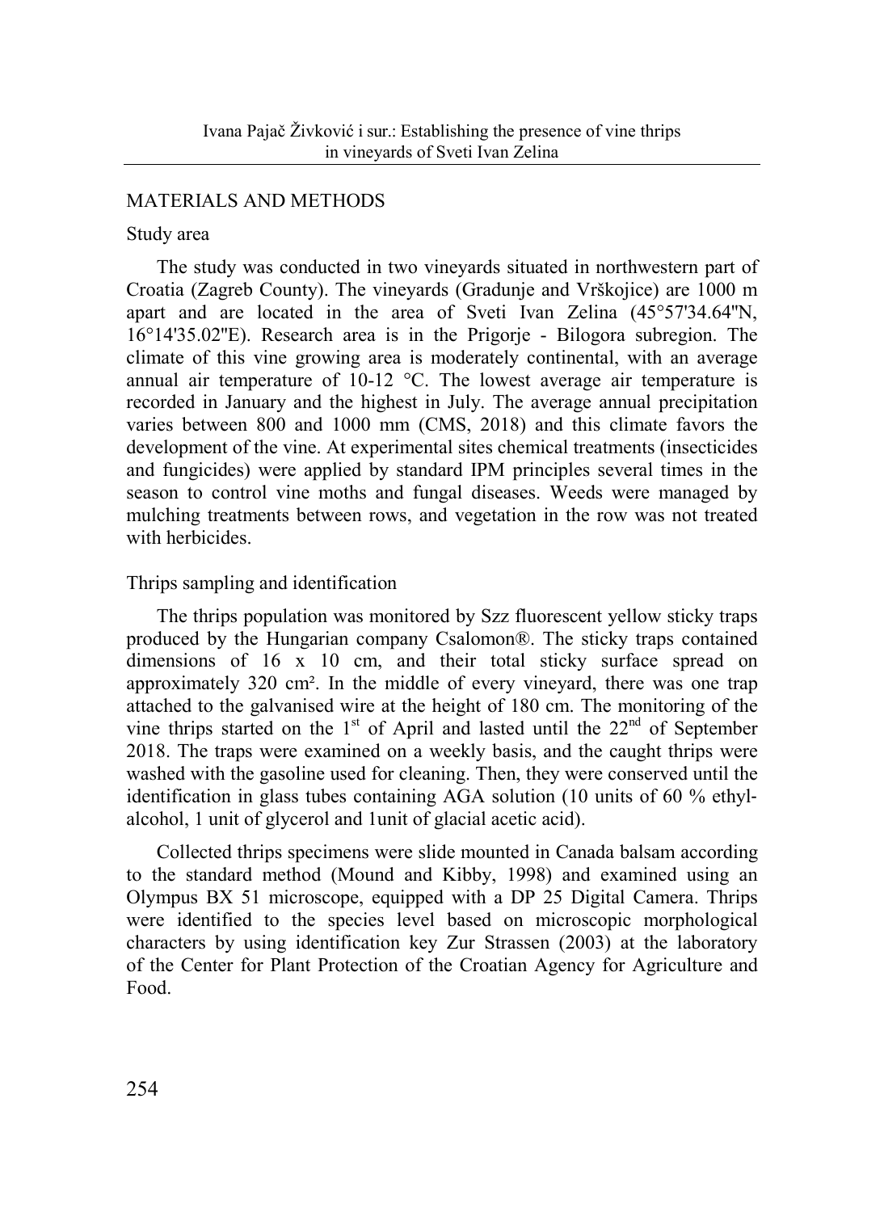## MATERIALS AND METHODS

### Study area

The study was conducted in two vineyards situated in northwestern part of Croatia (Zagreb County). The vineyards (Gradunje and Vrškojice) are 1000 m apart and are located in the area of Sveti Ivan Zelina (45°57'34.64"N, 16°14'35.02"E). Research area is in the Prigorje - Bilogora subregion. The climate of this vine growing area is moderately continental, with an average annual air temperature of 10-12 °C. The lowest average air temperature is recorded in January and the highest in July. The average annual precipitation varies between 800 and 1000 mm (CMS, 2018) and this climate favors the development of the vine. At experimental sites chemical treatments (insecticides and fungicides) were applied by standard IPM principles several times in the season to control vine moths and fungal diseases. Weeds were managed by mulching treatments between rows, and vegetation in the row was not treated with herbicides.

### Thrips sampling and identification

The thrips population was monitored by Szz fluorescent yellow sticky traps produced by the Hungarian company Csalomon®. The sticky traps contained dimensions of 16 x 10 cm, and their total sticky surface spread on approximately 320 cm². In the middle of every vineyard, there was one trap attached to the galvanised wire at the height of 180 cm. The monitoring of the vine thrips started on the 1st of April and lasted until the 22nd of September 2018. The traps were examined on a weekly basis, and the caught thrips were washed with the gasoline used for cleaning. Then, they were conserved until the identification in glass tubes containing AGA solution (10 units of 60 % ethyl-alcohol, 1 unit of glycerol and 1unit of glacial acetic acid).

Collected thrips specimens were slide mounted in Canada balsam according to the standard method (Mound and Kibby, 1998) and examined using an Olympus BX 51 microscope, equipped with a DP 25 Digital Camera. Thrips were identified to the species level based on microscopic morphological characters by using identification key Zur Strassen (2003) at the laboratory of the Center for Plant Protection of the Croatian Agency for Agriculture and Food.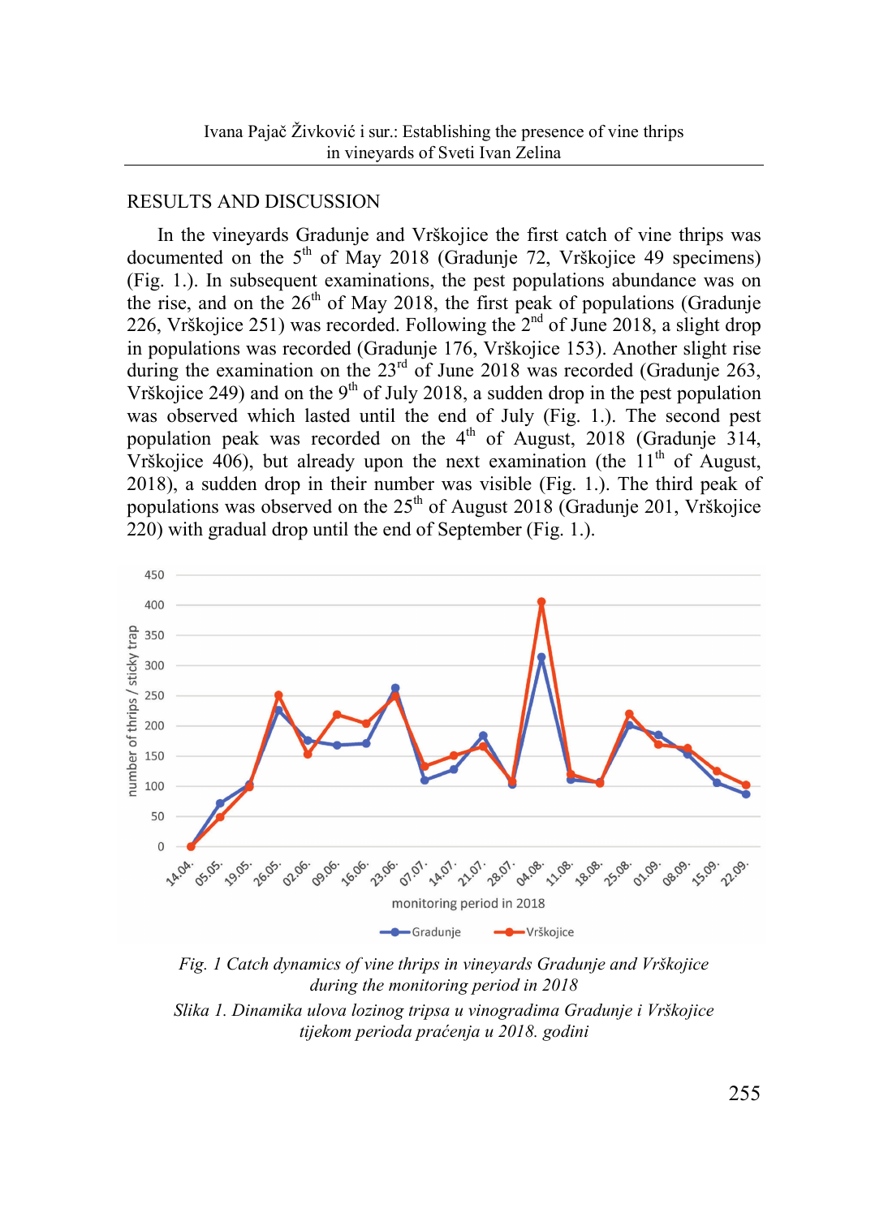## RESULTS AND DISCUSSION

In the vineyards Gradunje and Vrškojice the first catch of vine thrips was documented on the 5th of May 2018 (Gradunje 72, Vrškojice 49 specimens) (Fig. 1.). In subsequent examinations, the pest populations abundance was on the rise, and on the 26th of May 2018, the first peak of populations (Gradunje 226, Vrškojice 251) was recorded. Following the 2nd of June 2018, a slight drop in populations was recorded (Gradunje 176, Vrškojice 153). Another slight rise during the examination on the 23rd of June 2018 was recorded (Gradunje 263, Vrškojice 249) and on the 9th of July 2018, a sudden drop in the pest population was observed which lasted until the end of July (Fig. 1.). The second pest population peak was recorded on the 4th of August, 2018 (Gradunje 314, Vrškojice 406), but already upon the next examination (the 11th of August, 2018), a sudden drop in their number was visible (Fig. 1.). The third peak of populations was observed on the 25th of August 2018 (Gradunje 201, Vrškojice 220) with gradual drop until the end of September (Fig. 1.).

number of thrips / sticky trap

450
400
350
300
250
200
150
100
50
0

14.04. 05.05. 19.05. 26.05. 02.06. 09.06. 16.06. 23.06. 07.07. 14.07. 21.07. 28.07. 04.08. 11.08. 18.08. 25.08. 01.09. 08.09. 15.09. 22.09.

monitoring period in 2018

Gradunje Vrškojice

*Fig. 1 Catch dynamics of vine thrips in vineyards Gradunje and Vrškojice during the monitoring period in 2018*

*Slika 1. Dinamika ulova lozinog tripsa u vinogradima Gradunje i Vrškojice tijekom perioda praćenja u 2018. godini*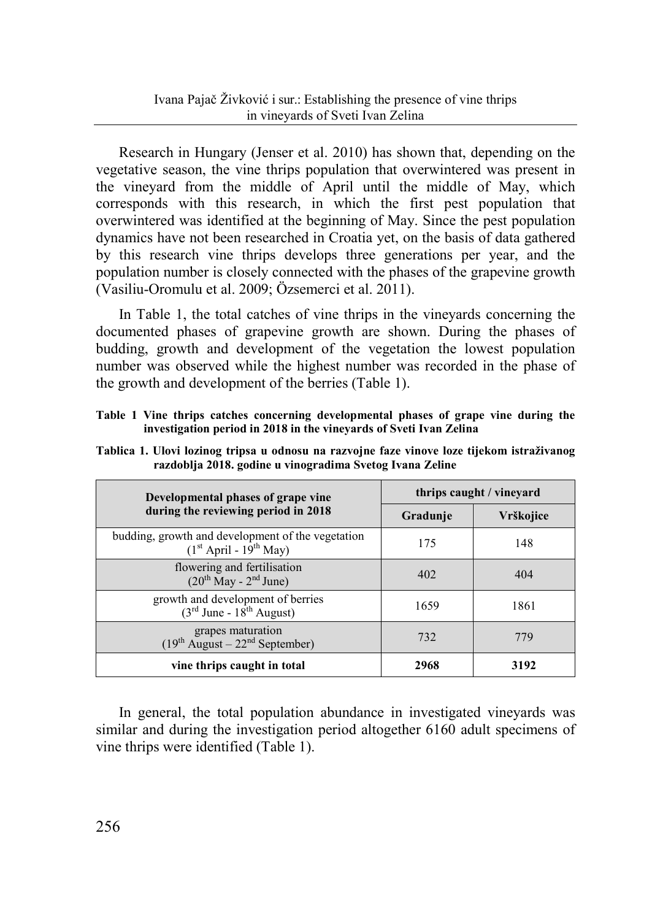Research in Hungary (Jenser et al. 2010) has shown that, depending on the vegetative season, the vine thrips population that overwintered was present in the vineyard from the middle of April until the middle of May, which corresponds with this research, in which the first pest population that overwintered was identified at the beginning of May. Since the pest population dynamics have not been researched in Croatia yet, on the basis of data gathered by this research vine thrips develops three generations per year, and the population number is closely connected with the phases of the grapevine growth (Vasiliu-Oromulu et al. 2009; Özsemerci et al. 2011).

In Table 1, the total catches of vine thrips in the vineyards concerning the documented phases of grapevine growth are shown. During the phases of budding, growth and development of the vegetation the lowest population number was observed while the highest number was recorded in the phase of the growth and development of the berries (Table 1).

**Table 1 Vine thrips catches concerning developmental phases of grape vine during the investigation period in 2018 in the vineyards of Sveti Ivan Zelina**

**Tablica 1. Ulovi lozinog tripsa u odnosu na razvojne faze vinove loze tijekom istraživanog razdoblja 2018. godine u vinogradima Svetog Ivana Zeline**

| Developmental phases of grape vine during the reviewing period in 2018 | thrips caught / vineyard | |
|---|---|---|
| | **Gradunje** | **Vrškojice** |
| budding, growth and development of the vegetation (1st April - 19th May) | 175 | 148 |
| flowering and fertilisation (20th May - 2nd June) | 402 | 404 |
| growth and development of berries (3rd June - 18th August) | 1659 | 1861 |
| grapes maturation (19th August – 22nd September) | 732 | 779 |
| **vine thrips caught in total** | **2968** | **3192** |

In general, the total population abundance in investigated vineyards was similar and during the investigation period altogether 6160 adult specimens of vine thrips were identified (Table 1).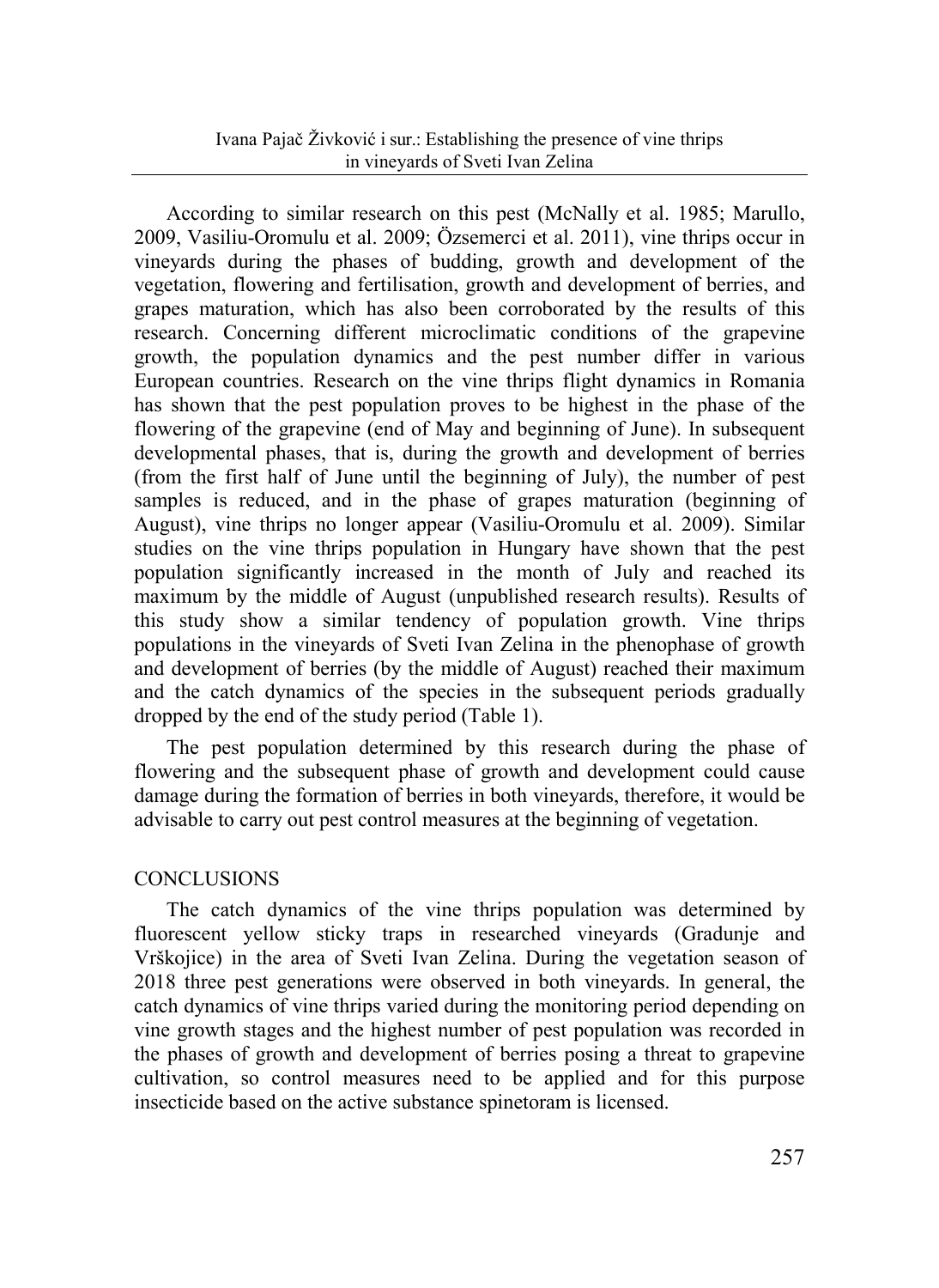According to similar research on this pest (McNally et al. 1985; Marullo, 2009, Vasiliu-Oromulu et al. 2009; Özsemerci et al. 2011), vine thrips occur in vineyards during the phases of budding, growth and development of the vegetation, flowering and fertilisation, growth and development of berries, and grapes maturation, which has also been corroborated by the results of this research. Concerning different microclimatic conditions of the grapevine growth, the population dynamics and the pest number differ in various European countries. Research on the vine thrips flight dynamics in Romania has shown that the pest population proves to be highest in the phase of the flowering of the grapevine (end of May and beginning of June). In subsequent developmental phases, that is, during the growth and development of berries (from the first half of June until the beginning of July), the number of pest samples is reduced, and in the phase of grapes maturation (beginning of August), vine thrips no longer appear (Vasiliu-Oromulu et al. 2009). Similar studies on the vine thrips population in Hungary have shown that the pest population significantly increased in the month of July and reached its maximum by the middle of August (unpublished research results). Results of this study show a similar tendency of population growth. Vine thrips populations in the vineyards of Sveti Ivan Zelina in the phenophase of growth and development of berries (by the middle of August) reached their maximum and the catch dynamics of the species in the subsequent periods gradually dropped by the end of the study period (Table 1).

The pest population determined by this research during the phase of flowering and the subsequent phase of growth and development could cause damage during the formation of berries in both vineyards, therefore, it would be advisable to carry out pest control measures at the beginning of vegetation.

## CONCLUSIONS

The catch dynamics of the vine thrips population was determined by fluorescent yellow sticky traps in researched vineyards (Gradunje and Vrškojice) in the area of Sveti Ivan Zelina. During the vegetation season of 2018 three pest generations were observed in both vineyards. In general, the catch dynamics of vine thrips varied during the monitoring period depending on vine growth stages and the highest number of pest population was recorded in the phases of growth and development of berries posing a threat to grapevine cultivation, so control measures need to be applied and for this purpose insecticide based on the active substance spinetoram is licensed.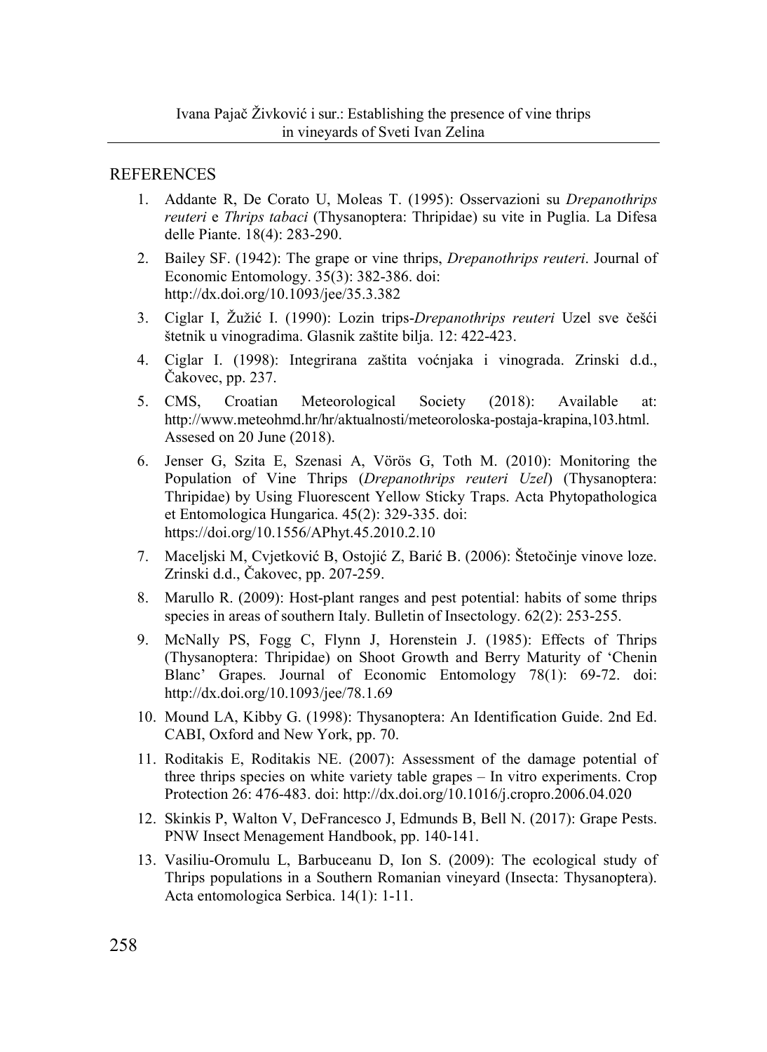## REFERENCES

1. Addante R, De Corato U, Moleas T. (1995): Osservazioni su *Drepanothrips reuteri* e *Thrips tabaci* (Thysanoptera: Thripidae) su vite in Puglia. La Difesa delle Piante. 18(4): 283-290.
2. Bailey SF. (1942): The grape or vine thrips, *Drepanothrips reuteri*. Journal of Economic Entomology. 35(3): 382-386. doi: http://dx.doi.org/10.1093/jee/35.3.382
3. Ciglar I, Žužić I. (1990): Lozin trips-*Drepanothrips reuteri* Uzel sve češći štetnik u vinogradima. Glasnik zaštite bilja. 12: 422-423.
4. Ciglar I. (1998): Integrirana zaštita voćnjaka i vinograda. Zrinski d.d., Čakovec, pp. 237.
5. CMS, Croatian Meteorological Society (2018): Available at: http://www.meteohmd.hr/hr/aktualnosti/meteoroloska-postaja-krapina,103.html. Assesed on 20 June (2018).
6. Jenser G, Szita E, Szenasi A, Vörös G, Toth M. (2010): Monitoring the Population of Vine Thrips (*Drepanothrips reuteri Uzel*) (Thysanoptera: Thripidae) by Using Fluorescent Yellow Sticky Traps. Acta Phytopathologica et Entomologica Hungarica. 45(2): 329-335. doi: https://doi.org/10.1556/APhyt.45.2010.2.10
7. Maceljski M, Cvjetković B, Ostojić Z, Barić B. (2006): Štetočinje vinove loze. Zrinski d.d., Čakovec, pp. 207-259.
8. Marullo R. (2009): Host-plant ranges and pest potential: habits of some thrips species in areas of southern Italy. Bulletin of Insectology. 62(2): 253-255.
9. McNally PS, Fogg C, Flynn J, Horenstein J. (1985): Effects of Thrips (Thysanoptera: Thripidae) on Shoot Growth and Berry Maturity of 'Chenin Blanc' Grapes. Journal of Economic Entomology 78(1): 69-72. doi: http://dx.doi.org/10.1093/jee/78.1.69
10. Mound LA, Kibby G. (1998): Thysanoptera: An Identification Guide. 2nd Ed. CABI, Oxford and New York, pp. 70.
11. Roditakis E, Roditakis NE. (2007): Assessment of the damage potential of three thrips species on white variety table grapes – In vitro experiments. Crop Protection 26: 476-483. doi: http://dx.doi.org/10.1016/j.cropro.2006.04.020
12. Skinkis P, Walton V, DeFrancesco J, Edmunds B, Bell N. (2017): Grape Pests. PNW Insect Menagement Handbook, pp. 140-141.
13. Vasiliu-Oromulu L, Barbuceanu D, Ion S. (2009): The ecological study of Thrips populations in a Southern Romanian vineyard (Insecta: Thysanoptera). Acta entomologica Serbica. 14(1): 1-11.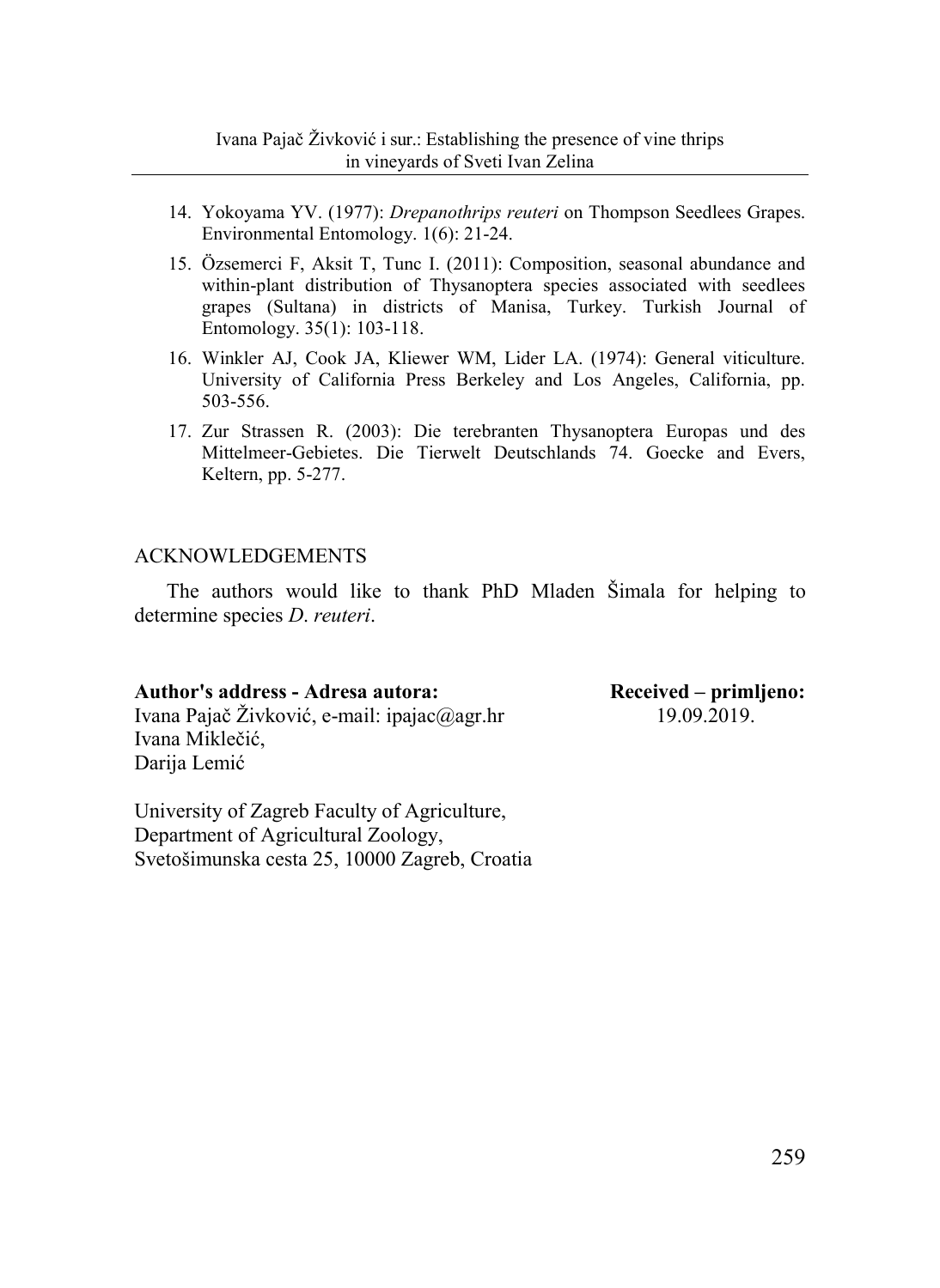14. Yokoyama YV. (1977): *Drepanothrips reuteri* on Thompson Seedlees Grapes. Environmental Entomology. 1(6): 21-24.
15. Özsemerci F, Aksit T, Tunc I. (2011): Composition, seasonal abundance and within-plant distribution of Thysanoptera species associated with seedlees grapes (Sultana) in districts of Manisa, Turkey. Turkish Journal of Entomology. 35(1): 103-118.
16. Winkler AJ, Cook JA, Kliewer WM, Lider LA. (1974): General viticulture. University of California Press Berkeley and Los Angeles, California, pp. 503-556.
17. Zur Strassen R. (2003): Die terebranten Thysanoptera Europas und des Mittelmeer-Gebietes. Die Tierwelt Deutschlands 74. Goecke and Evers, Keltern, pp. 5-277.

## ACKNOWLEDGEMENTS

The authors would like to thank PhD Mladen Šimala for helping to determine species *D*. *reuteri*.

**Author's address - Adresa autora:**
Ivana Pajač Živković, e-mail: ipajac@agr.hr
Ivana Miklečić,
Darija Lemić

**Received – primljeno:**
19.09.2019.

University of Zagreb Faculty of Agriculture,
Department of Agricultural Zoology,
Svetošimunska cesta 25, 10000 Zagreb, Croatia